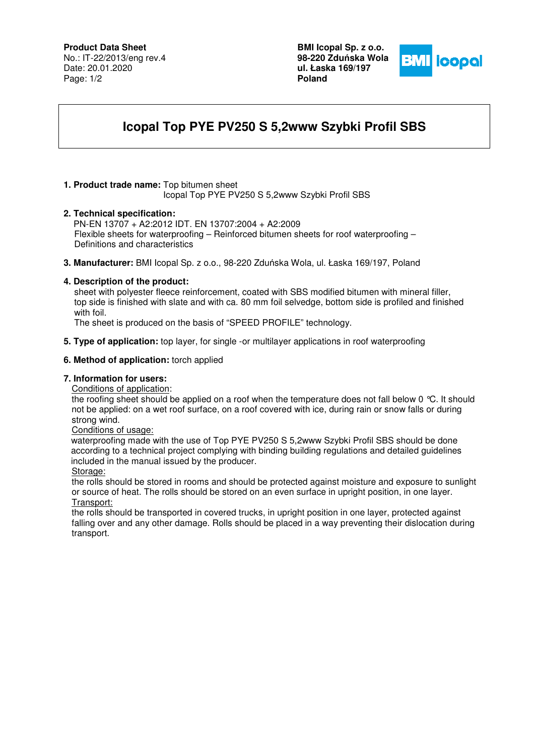**Product Data Sheet**
No.: IT-22/2013/eng rev.4
Date: 20.01.2020

**BMI Icopal Sp. z o.o.**
**98-220 Zduńska Wola**
**ul. Łaska 169/197**
**Poland**

# Icopal Top PYE PV250 S 5,2www Szybki Profil SBS

1. **Product trade name:** Top bitumen sheet
   Icopal Top PYE PV250 S 5,2www Szybki Profil SBS

2. **Technical specification:**
   PN-EN 13707 + A2:2012 IDT. EN 13707:2004 + A2:2009
   Flexible sheets for waterproofing – Reinforced bitumen sheets for roof waterproofing – Definitions and characteristics

3. **Manufacturer:** BMI Icopal Sp. z o.o., 98-220 Zduńska Wola, ul. Łaska 169/197, Poland

4. **Description of the product:**
   sheet with polyester fleece reinforcement, coated with SBS modified bitumen with mineral filler, top side is finished with slate and with ca. 80 mm foil selvedge, bottom side is profiled and finished with foil.
   The sheet is produced on the basis of "SPEED PROFILE" technology.

5. **Type of application:** top layer, for single -or multilayer applications in roof waterproofing

6. **Method of application:** torch applied

7. **Information for users:**
   Conditions of application:
   the roofing sheet should be applied on a roof when the temperature does not fall below 0 °C. It should not be applied: on a wet roof surface, on a roof covered with ice, during rain or snow falls or during strong wind.
   Conditions of usage:
   waterproofing made with the use of Top PYE PV250 S 5,2www Szybki Profil SBS should be done according to a technical project complying with binding building regulations and detailed guidelines included in the manual issued by the producer.
   Storage:
   the rolls should be stored in rooms and should be protected against moisture and exposure to sunlight or source of heat. The rolls should be stored on an even surface in upright position, in one layer.
   Transport:
   the rolls should be transported in covered trucks, in upright position in one layer, protected against falling over and any other damage. Rolls should be placed in a way preventing their dislocation during transport.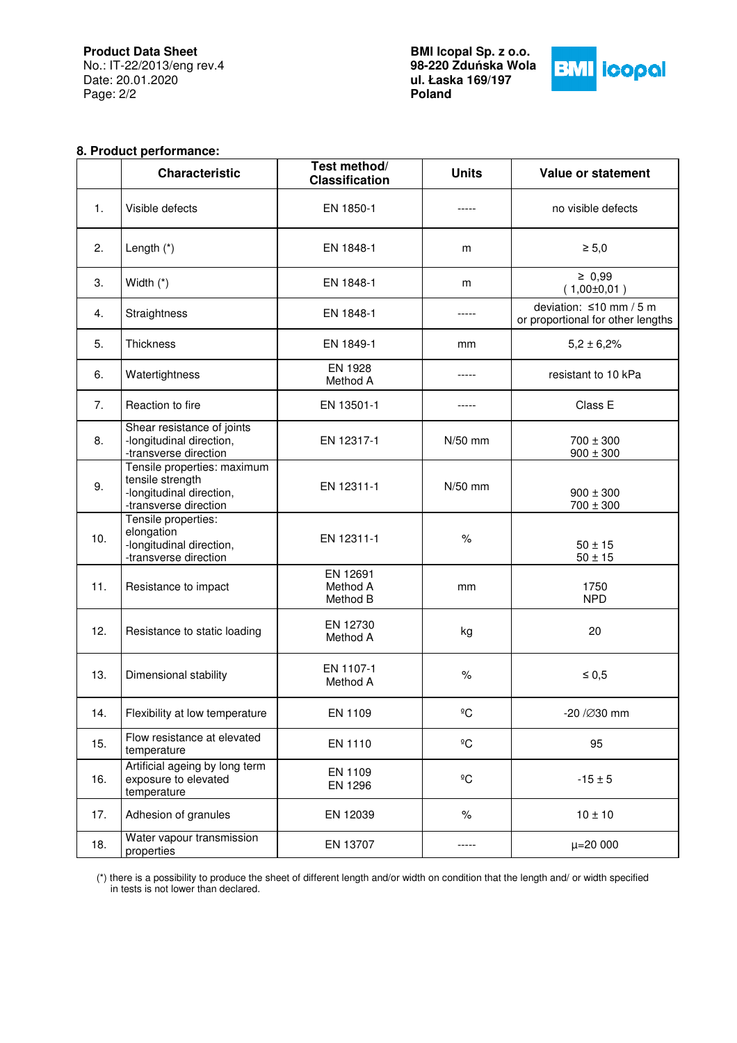## 8. Product performance:

| | Characteristic | Test method/ Classification | Units | Value or statement |
|---|---|---|---|---|
| 1. | Visible defects | EN 1850-1 | ----- | no visible defects |
| 2. | Length (*) | EN 1848-1 | m | ≥ 5,0 |
| 3. | Width (*) | EN 1848-1 | m | ≥ 0,99 ( 1,00±0,01 ) |
| 4. | Straightness | EN 1848-1 | ----- | deviation: ≤10 mm / 5 m or proportional for other lengths |
| 5. | Thickness | EN 1849-1 | mm | 5,2 ± 6,2% |
| 6. | Watertightness | EN 1928 Method A | ----- | resistant to 10 kPa |
| 7. | Reaction to fire | EN 13501-1 | ----- | Class E |
| 8. | Shear resistance of joints -longitudinal direction, -transverse direction | EN 12317-1 | N/50 mm | 700 ± 300<br>900 ± 300 |
| 9. | Tensile properties: maximum tensile strength -longitudinal direction, -transverse direction | EN 12311-1 | N/50 mm | 900 ± 300<br>700 ± 300 |
| 10. | Tensile properties: elongation -longitudinal direction, -transverse direction | EN 12311-1 | % | 50 ± 15<br>50 ± 15 |
| 11. | Resistance to impact | EN 12691 Method A Method B | mm | 1750<br>NPD |
| 12. | Resistance to static loading | EN 12730 Method A | kg | 20 |
| 13. | Dimensional stability | EN 1107-1 Method A | % | ≤ 0,5 |
| 14. | Flexibility at low temperature | EN 1109 | ºC | -20 /∅30 mm |
| 15. | Flow resistance at elevated temperature | EN 1110 | ºC | 95 |
| 16. | Artificial ageing by long term exposure to elevated temperature | EN 1109 EN 1296 | ºC | -15 ± 5 |
| 17. | Adhesion of granules | EN 12039 | % | 10 ± 10 |
| 18. | Water vapour transmission properties | EN 13707 | ----- | μ=20 000 |

(*) there is a possibility to produce the sheet of different length and/or width on condition that the length and/ or width specified in tests is not lower than declared.